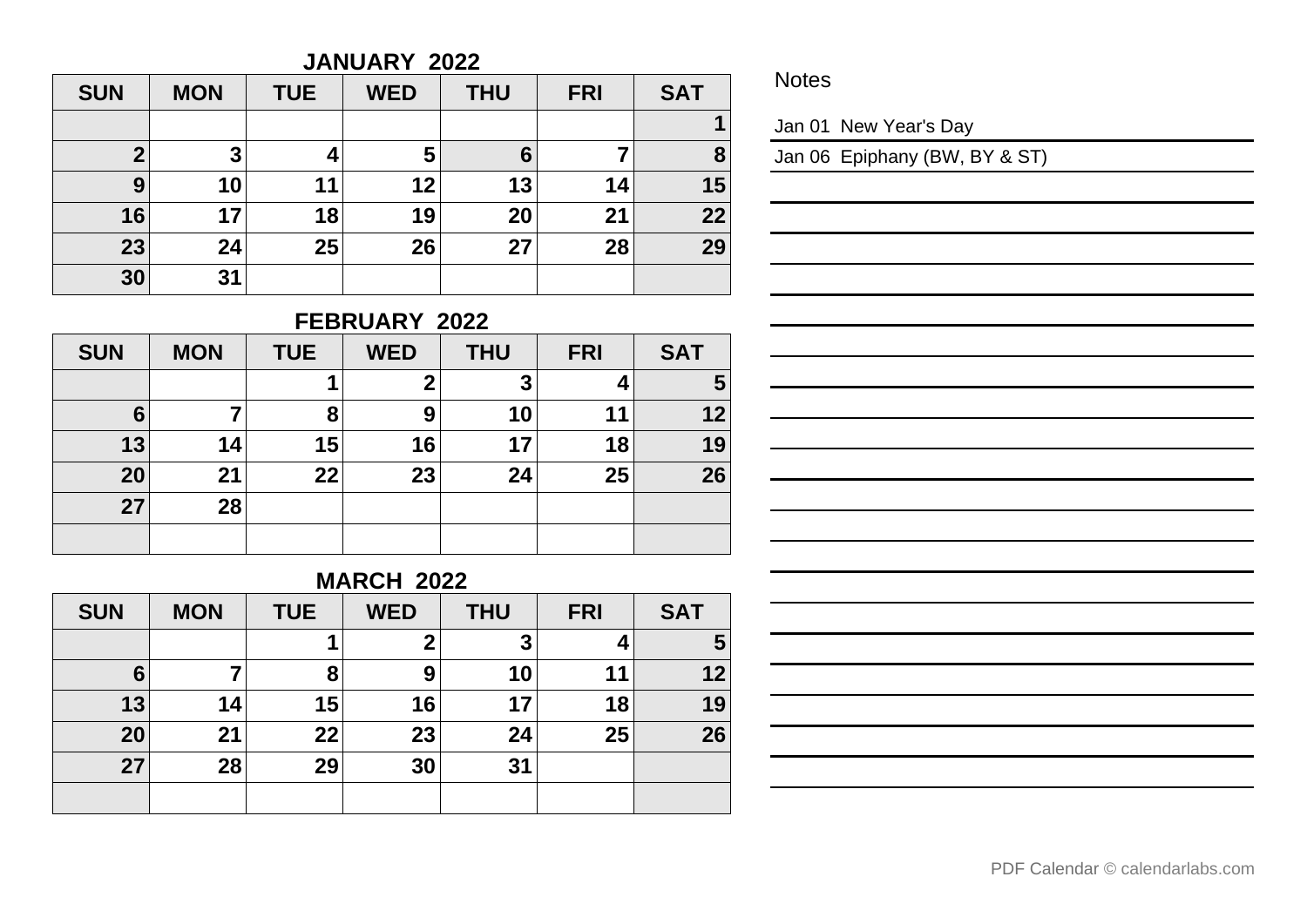## JANUARY 2022

| SUN | MON | TUE | WED | THU | FRI | SAT |
|---|---|---|---|---|---|---|
| | | | | | | 1 |
| 2 | 3 | 4 | 5 | 6 | 7 | 8 |
| 9 | 10 | 11 | 12 | 13 | 14 | 15 |
| 16 | 17 | 18 | 19 | 20 | 21 | 22 |
| 23 | 24 | 25 | 26 | 27 | 28 | 29 |
| 30 | 31 | | | | | |

## FEBRUARY 2022

| SUN | MON | TUE | WED | THU | FRI | SAT |
|---|---|---|---|---|---|---|
| | | 1 | 2 | 3 | 4 | 5 |
| 6 | 7 | 8 | 9 | 10 | 11 | 12 |
| 13 | 14 | 15 | 16 | 17 | 18 | 19 |
| 20 | 21 | 22 | 23 | 24 | 25 | 26 |
| 27 | 28 | | | | | |
| | | | | | | |

## MARCH 2022

| SUN | MON | TUE | WED | THU | FRI | SAT |
|---|---|---|---|---|---|---|
| | | 1 | 2 | 3 | 4 | 5 |
| 6 | 7 | 8 | 9 | 10 | 11 | 12 |
| 13 | 14 | 15 | 16 | 17 | 18 | 19 |
| 20 | 21 | 22 | 23 | 24 | 25 | 26 |
| 27 | 28 | 29 | 30 | 31 | | |
| | | | | | | |

Notes

Jan 01 New Year's Day

Jan 06 Epiphany (BW, BY & ST)

PDF Calendar © calendarlabs.com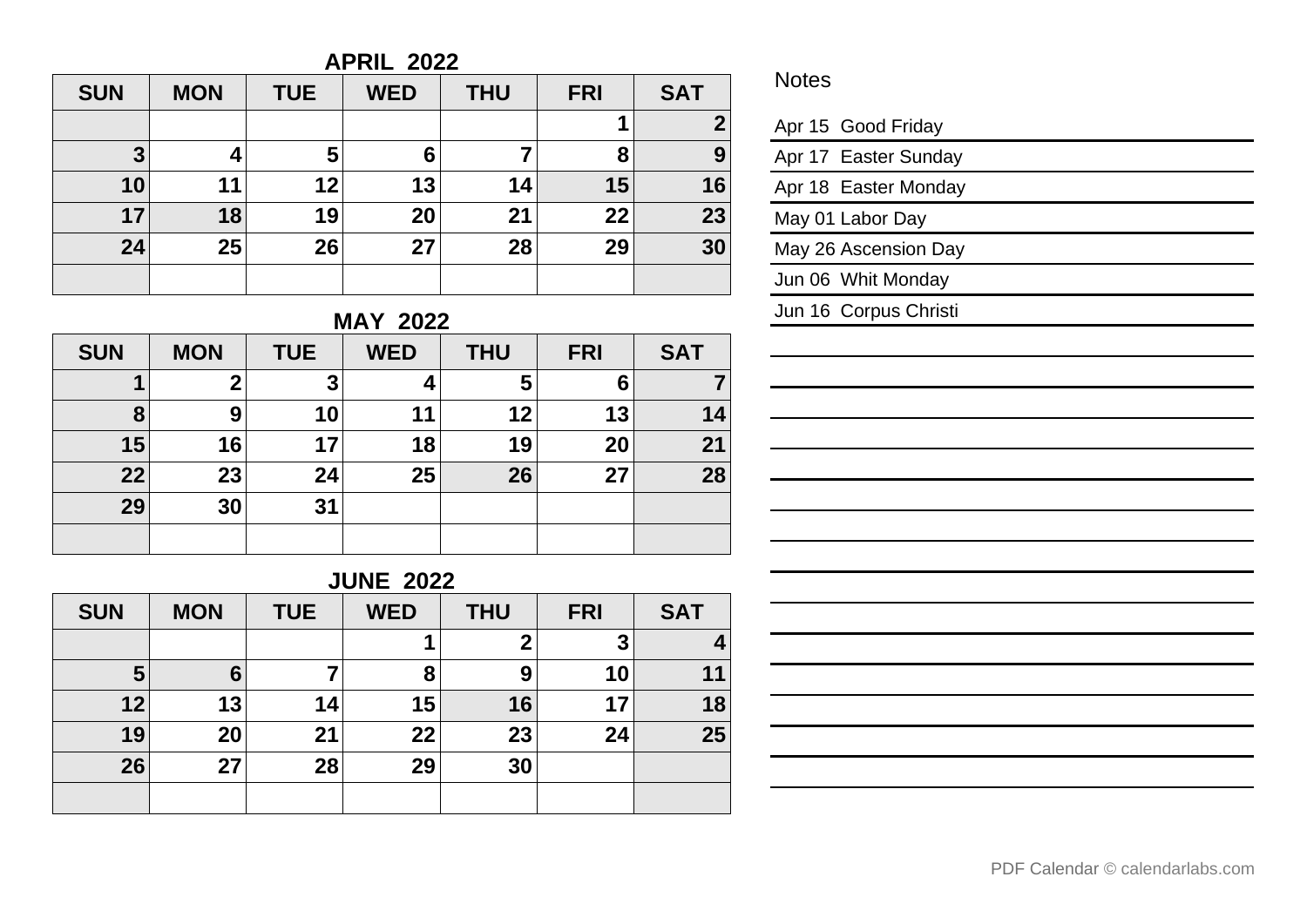## APRIL 2022

| SUN | MON | TUE | WED | THU | FRI | SAT |
|---|---|---|---|---|---|---|
| | | | | | 1 | 2 |
| 3 | 4 | 5 | 6 | 7 | 8 | 9 |
| 10 | 11 | 12 | 13 | 14 | 15 | 16 |
| 17 | 18 | 19 | 20 | 21 | 22 | 23 |
| 24 | 25 | 26 | 27 | 28 | 29 | 30 |
| | | | | | | |

## MAY 2022

| SUN | MON | TUE | WED | THU | FRI | SAT |
|---|---|---|---|---|---|---|
| 1 | 2 | 3 | 4 | 5 | 6 | 7 |
| 8 | 9 | 10 | 11 | 12 | 13 | 14 |
| 15 | 16 | 17 | 18 | 19 | 20 | 21 |
| 22 | 23 | 24 | 25 | 26 | 27 | 28 |
| 29 | 30 | 31 | | | | |
| | | | | | | |

## JUNE 2022

| SUN | MON | TUE | WED | THU | FRI | SAT |
|---|---|---|---|---|---|---|
| | | | 1 | 2 | 3 | 4 |
| 5 | 6 | 7 | 8 | 9 | 10 | 11 |
| 12 | 13 | 14 | 15 | 16 | 17 | 18 |
| 19 | 20 | 21 | 22 | 23 | 24 | 25 |
| 26 | 27 | 28 | 29 | 30 | | |
| | | | | | | |

## Notes

Apr 15 Good Friday

Apr 17 Easter Sunday

Apr 18 Easter Monday

May 01 Labor Day

May 26 Ascension Day

Jun 06 Whit Monday

Jun 16 Corpus Christi

PDF Calendar © calendarlabs.com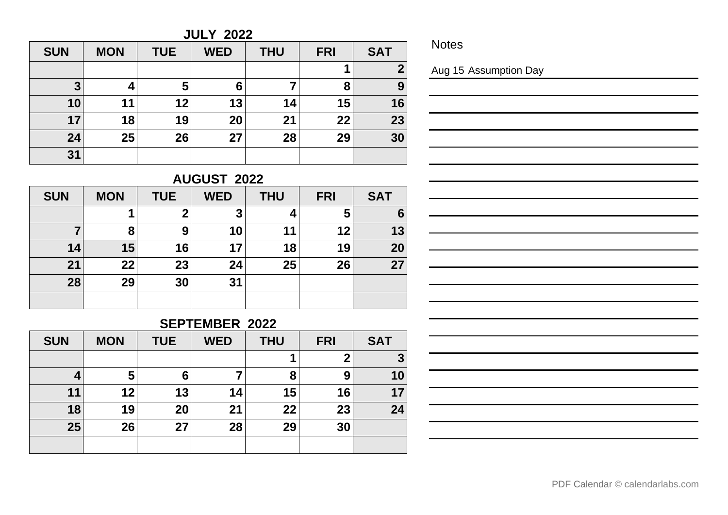## JULY 2022

| SUN | MON | TUE | WED | THU | FRI | SAT |
|---|---|---|---|---|---|---|
| | | | | | 1 | 2 |
| 3 | 4 | 5 | 6 | 7 | 8 | 9 |
| 10 | 11 | 12 | 13 | 14 | 15 | 16 |
| 17 | 18 | 19 | 20 | 21 | 22 | 23 |
| 24 | 25 | 26 | 27 | 28 | 29 | 30 |
| 31 | | | | | | |

## AUGUST 2022

| SUN | MON | TUE | WED | THU | FRI | SAT |
|---|---|---|---|---|---|---|
| | 1 | 2 | 3 | 4 | 5 | 6 |
| 7 | 8 | 9 | 10 | 11 | 12 | 13 |
| 14 | 15 | 16 | 17 | 18 | 19 | 20 |
| 21 | 22 | 23 | 24 | 25 | 26 | 27 |
| 28 | 29 | 30 | 31 | | | |
| | | | | | | |

## SEPTEMBER 2022

| SUN | MON | TUE | WED | THU | FRI | SAT |
|---|---|---|---|---|---|---|
| | | | | 1 | 2 | 3 |
| 4 | 5 | 6 | 7 | 8 | 9 | 10 |
| 11 | 12 | 13 | 14 | 15 | 16 | 17 |
| 18 | 19 | 20 | 21 | 22 | 23 | 24 |
| 25 | 26 | 27 | 28 | 29 | 30 | |
| | | | | | | |

Notes

Aug 15 Assumption Day

PDF Calendar © calendarlabs.com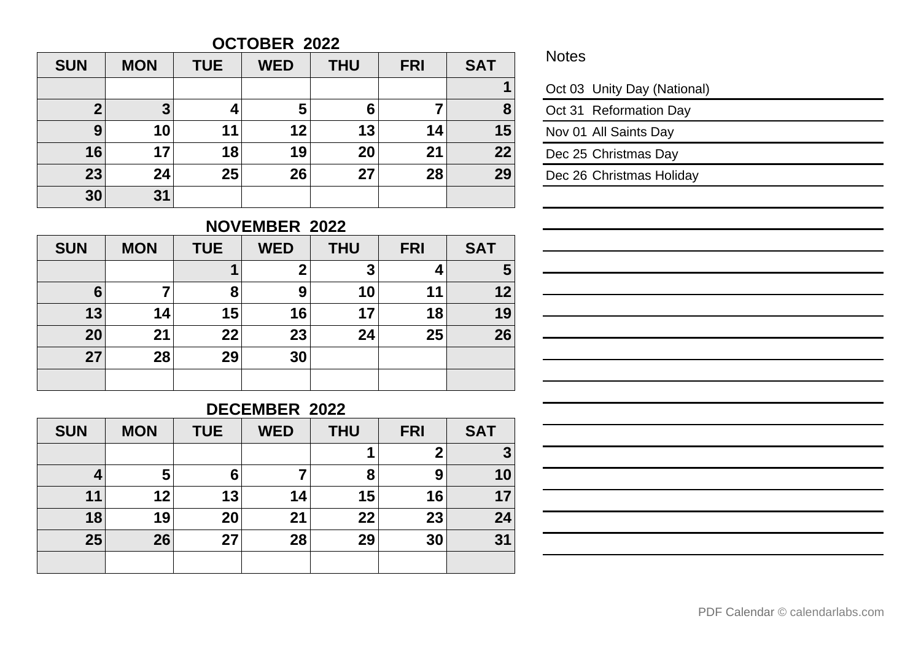## OCTOBER 2022

| SUN | MON | TUE | WED | THU | FRI | SAT |
|---|---|---|---|---|---|---|
| | | | | | | 1 |
| 2 | 3 | 4 | 5 | 6 | 7 | 8 |
| 9 | 10 | 11 | 12 | 13 | 14 | 15 |
| 16 | 17 | 18 | 19 | 20 | 21 | 22 |
| 23 | 24 | 25 | 26 | 27 | 28 | 29 |
| 30 | 31 | | | | | |

## NOVEMBER 2022

| SUN | MON | TUE | WED | THU | FRI | SAT |
|---|---|---|---|---|---|---|
| | | 1 | 2 | 3 | 4 | 5 |
| 6 | 7 | 8 | 9 | 10 | 11 | 12 |
| 13 | 14 | 15 | 16 | 17 | 18 | 19 |
| 20 | 21 | 22 | 23 | 24 | 25 | 26 |
| 27 | 28 | 29 | 30 | | | |
| | | | | | | |

## DECEMBER 2022

| SUN | MON | TUE | WED | THU | FRI | SAT |
|---|---|---|---|---|---|---|
| | | | | 1 | 2 | 3 |
| 4 | 5 | 6 | 7 | 8 | 9 | 10 |
| 11 | 12 | 13 | 14 | 15 | 16 | 17 |
| 18 | 19 | 20 | 21 | 22 | 23 | 24 |
| 25 | 26 | 27 | 28 | 29 | 30 | 31 |
| | | | | | | |

## Notes

Oct 03 Unity Day (National)

Oct 31 Reformation Day

Nov 01 All Saints Day

Dec 25 Christmas Day

Dec 26 Christmas Holiday

PDF Calendar © calendarlabs.com